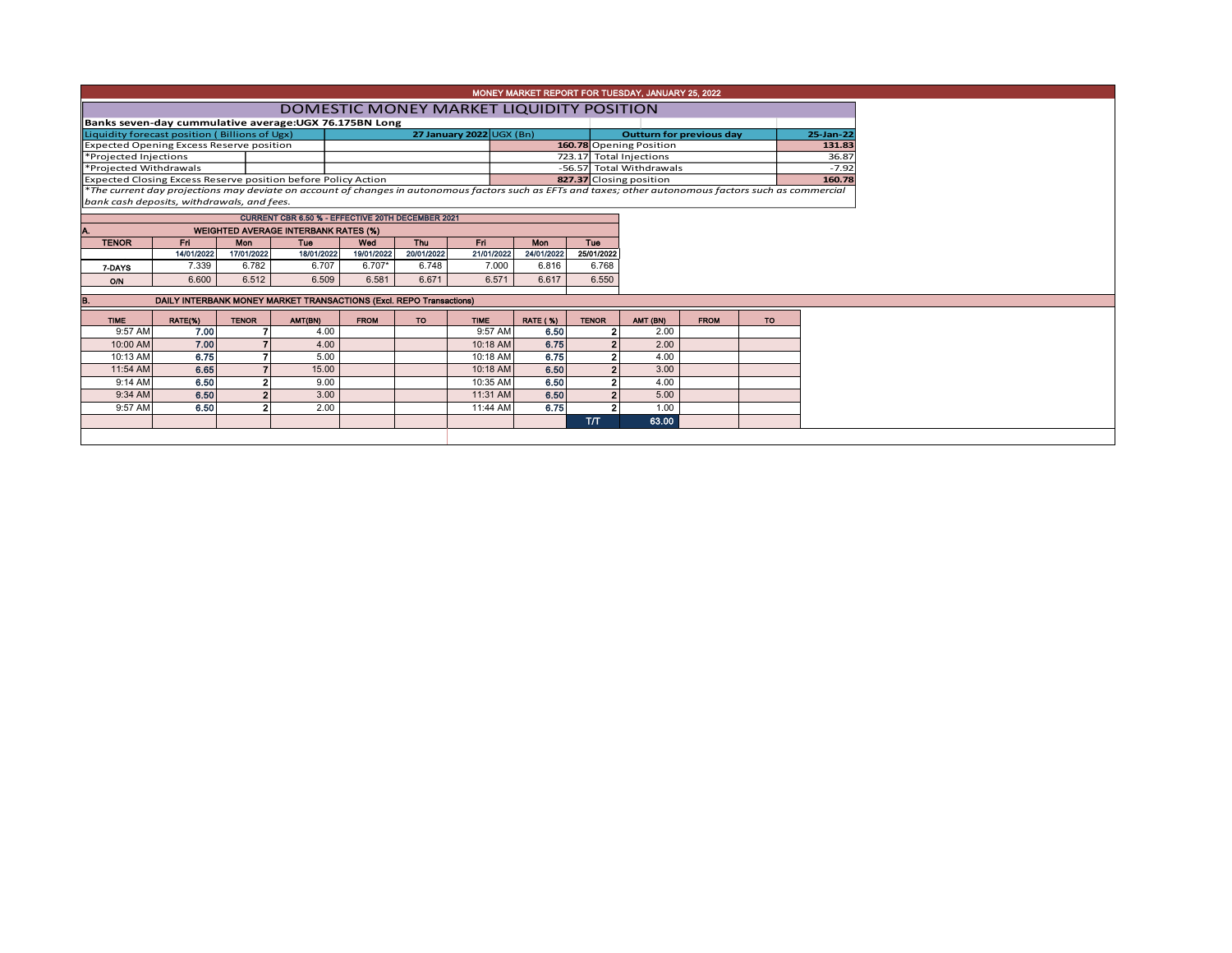# MONEY MARKET REPORT FOR TUESDAY, JANUARY 25, 2022

## DOMESTIC MONEY MARKET LIQUIDITY POSITION

**Banks seven-day cummulative average:UGX 76.175BN Long**

| Liquidity forecast position ( Billions of Ugx) | 27 January 2022 UGX (Bn) | Outturn for previous day | 25-Jan-22 |
|---|---|---|---|
| Expected Opening Excess Reserve position | 160.78 | Opening Position | 131.83 |
| *Projected Injections | 723.17 | Total Injections | 36.87 |
| *Projected Withdrawals | -56.57 | Total Withdrawals | -7.92 |
| Expected Closing Excess Reserve position before Policy Action | 827.37 | Closing position | 160.78 |

*\*The current day projections may deviate on account of changes in autonomous factors such as EFTs and taxes; other autonomous factors such as commercial bank cash deposits, withdrawals, and fees.*

**CURRENT CBR 6.50 % - EFFECTIVE 20TH DECEMBER 2021**

### A. WEIGHTED AVERAGE INTERBANK RATES (%)

| TENOR | Fri 14/01/2022 | Mon 17/01/2022 | Tue 18/01/2022 | Wed 19/01/2022 | Thu 20/01/2022 | Fri 21/01/2022 | Mon 24/01/2022 | Tue 25/01/2022 |
|---|---|---|---|---|---|---|---|---|
| 7-DAYS | 7.339 | 6.782 | 6.707 | 6.707* | 6.748 | 7.000 | 6.816 | 6.768 |
| O/N | 6.600 | 6.512 | 6.509 | 6.581 | 6.671 | 6.571 | 6.617 | 6.550 |

### B. DAILY INTERBANK MONEY MARKET TRANSACTIONS (Excl. REPO Transactions)

| TIME | RATE(%) | TENOR | AMT(BN) | FROM | TO | TIME | RATE ( %) | TENOR | AMT (BN) | FROM | TO |
|---|---|---|---|---|---|---|---|---|---|---|---|
| 9:57 AM | 7.00 | 7 | 4.00 | | | 9:57 AM | 6.50 | 2 | 2.00 | | |
| 10:00 AM | 7.00 | 7 | 4.00 | | | 10:18 AM | 6.75 | 2 | 2.00 | | |
| 10:13 AM | 6.75 | 7 | 5.00 | | | 10:18 AM | 6.75 | 2 | 4.00 | | |
| 11:54 AM | 6.65 | 7 | 15.00 | | | 10:18 AM | 6.50 | 2 | 3.00 | | |
| 9:14 AM | 6.50 | 2 | 9.00 | | | 10:35 AM | 6.50 | 2 | 4.00 | | |
| 9:34 AM | 6.50 | 2 | 3.00 | | | 11:31 AM | 6.50 | 2 | 5.00 | | |
| 9:57 AM | 6.50 | 2 | 2.00 | | | 11:44 AM | 6.75 | 2 | 1.00 | | |
| | | | | | | | | T/T | 63.00 | | |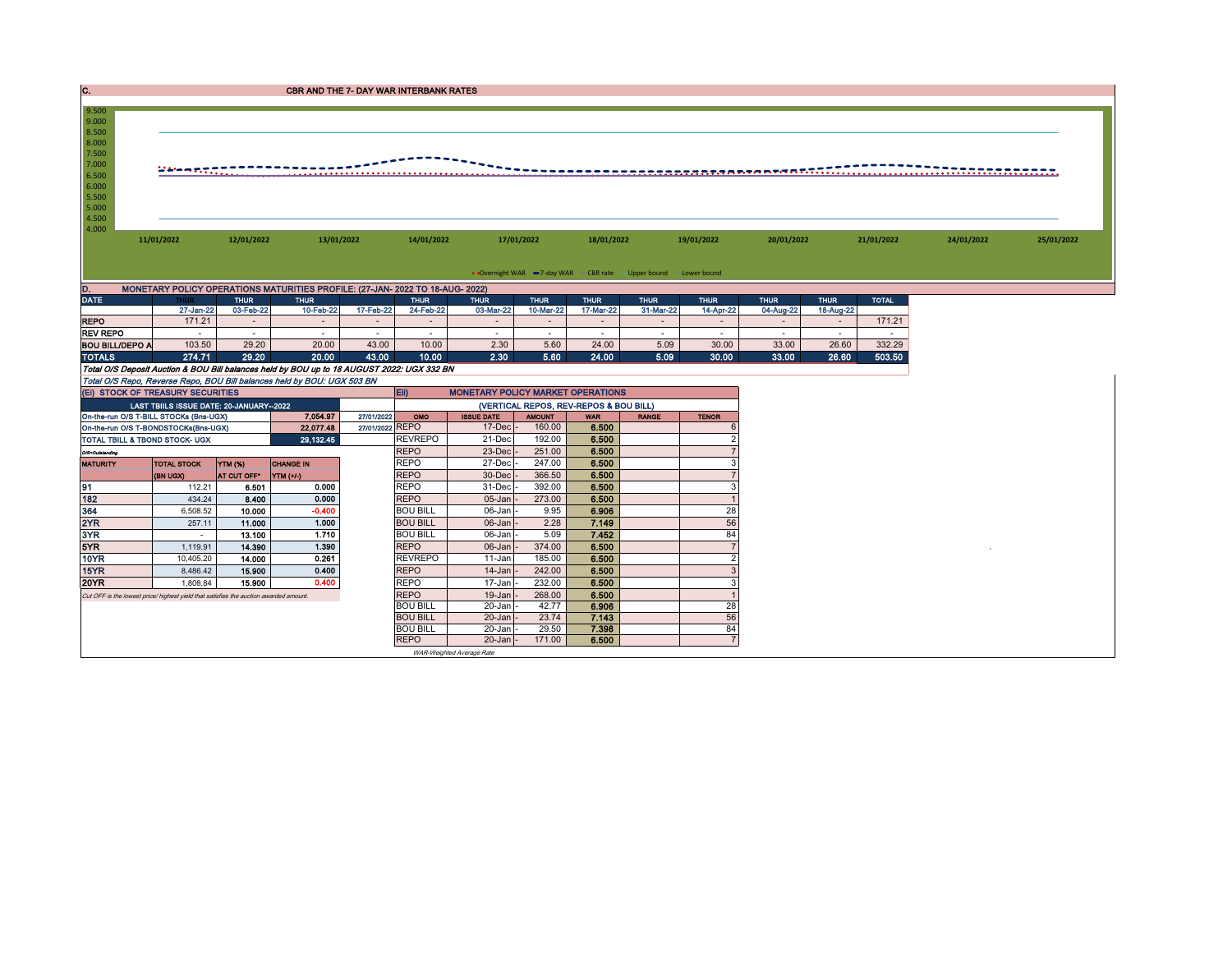## C. CBR AND THE 7- DAY WAR INTERBANK RATES

9.500
9.000
8.500
8.000
7.500
7.000
6.500
6.000
5.500
5.000
4.500
4.000

11/01/2022 12/01/2022 13/01/2022 14/01/2022 17/01/2022 18/01/2022 19/01/2022 20/01/2022 21/01/2022 24/01/2022 25/01/2022

Overnight WAR — 7-day WAR — CBR rate — Upper bound — Lower bound

## D. MONETARY POLICY OPERATIONS MATURITIES PROFILE: (27-JAN- 2022 TO 18-AUG- 2022)

| DATE | THUR | THUR | THUR | | THUR | THUR | THUR | THUR | THUR | THUR | THUR | THUR | TOTAL |
|---|---|---|---|---|---|---|---|---|---|---|---|---|---|
| | 27-Jan-22 | 03-Feb-22 | 10-Feb-22 | 17-Feb-22 | 24-Feb-22 | 03-Mar-22 | 10-Mar-22 | 17-Mar-22 | 31-Mar-22 | 14-Apr-22 | 04-Aug-22 | 18-Aug-22 | |
| REPO | 171.21 | - | - | - | - | - | - | - | - | - | - | - | 171.21 |
| REV REPO | - | - | - | - | - | - | - | - | - | - | - | - | - |
| BOU BILL/DEPO A | 103.50 | 29.20 | 20.00 | 43.00 | 10.00 | 2.30 | 5.60 | 24.00 | 5.09 | 30.00 | 33.00 | 26.60 | 332.29 |
| TOTALS | 274.71 | 29.20 | 20.00 | 43.00 | 10.00 | 2.30 | 5.60 | 24.00 | 5.09 | 30.00 | 33.00 | 26.60 | 503.50 |

*Total O/S Deposit Auction & BOU Bill balances held by BOU up to 18 AUGUST 2022: UGX 332 BN*

*Total O/S Repo, Reverse Repo, BOU Bill balances held by BOU: UGX 503 BN*

## (EI) STOCK OF TREASURY SECURITIES

| LAST TBIILS ISSUE DATE: 20-JANUARY--2022 | | |
|---|---|---|
| On-the-run O/S T-BILL STOCKs (Bns-UGX) | 7,054.97 | 27/01/2022 |
| On-the-run O/S T-BONDSTOCKs(Bns-UGX) | 22,077.48 | 27/01/2022 |
| TOTAL TBILL & TBOND STOCK- UGX | 29,132.45 | |

O/S=Outstanding

| MATURITY | TOTAL STOCK (BN UGX) | YTM (%) AT CUT OFF* | CHANGE IN YTM (+/-) |
|---|---|---|---|
| 91 | 112.21 | 6.501 | 0.000 |
| 182 | 434.24 | 8.400 | 0.000 |
| 364 | 6,508.52 | 10.000 | -0.400 |
| 2YR | 257.11 | 11.000 | 1.000 |
| 3YR | - | 13.100 | 1.710 |
| 5YR | 1,119.91 | 14.390 | 1.390 |
| 10YR | 10,405.20 | 14.000 | 0.261 |
| 15YR | 8,486.42 | 15.900 | 0.400 |
| 20YR | 1,808.84 | 15.900 | 0.400 |

*Cut OFF is the lowest price/ highest yield that satisfies the auction awarded amount.*

## Eii) MONETARY POLICY MARKET OPERATIONS

(VERTICAL REPOS, REV-REPOS & BOU BILL)

| OMO | ISSUE DATE | AMOUNT | WAR | RANGE | TENOR |
|---|---|---|---|---|---|
| REPO | 17-Dec | 160.00 | 6.500 | | 6 |
| REVREPO | 21-Dec | 192.00 | 6.500 | | 2 |
| REPO | 23-Dec | 251.00 | 6.500 | | 7 |
| REPO | 27-Dec | 247.00 | 6.500 | | 3 |
| REPO | 30-Dec | 366.50 | 6.500 | | 7 |
| REPO | 31-Dec | 392.00 | 6.500 | | 3 |
| REPO | 05-Jan | 273.00 | 6.500 | | 1 |
| BOU BILL | 06-Jan | 9.95 | 6.906 | | 28 |
| BOU BILL | 06-Jan | 2.28 | 7.149 | | 56 |
| BOU BILL | 06-Jan | 5.09 | 7.452 | | 84 |
| REPO | 06-Jan | 374.00 | 6.500 | | 7 |
| REVREPO | 11-Jan | 185.00 | 6.500 | | 2 |
| REPO | 14-Jan | 242.00 | 6.500 | | 3 |
| REPO | 17-Jan | 232.00 | 6.500 | | 3 |
| REPO | 19-Jan | 268.00 | 6.500 | | 1 |
| BOU BILL | 20-Jan | 42.77 | 6.906 | | 28 |
| BOU BILL | 20-Jan | 23.74 | 7.143 | | 56 |
| BOU BILL | 20-Jan | 29.50 | 7.398 | | 84 |
| REPO | 20-Jan | 171.00 | 6.500 | | 7 |

*WAR-Weighted Average Rate*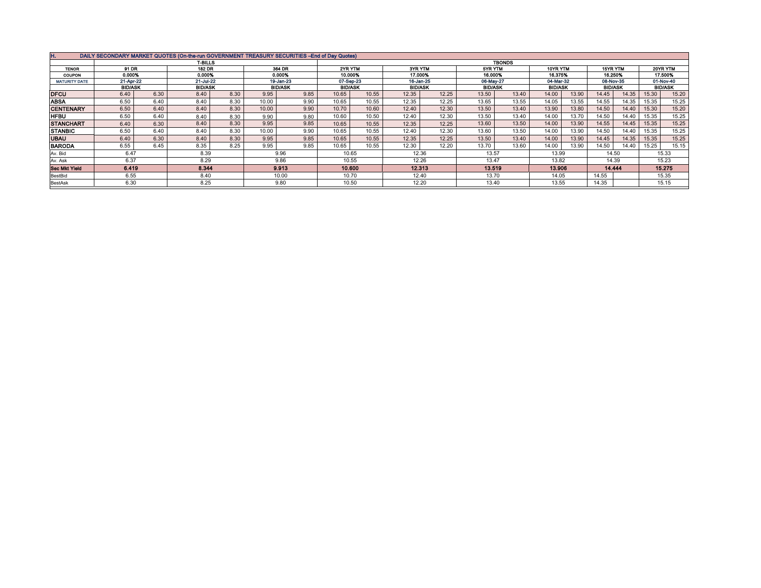## H. DAILY SECONDARY MARKET QUOTES (On-the-run GOVERNMENT TREASURY SECURITIES –End of Day Quotes)

| | T-BILLS | | | | | | TBONDS | | | | | | | | | | | |
|---|---|---|---|---|---|---|---|---|---|---|---|---|---|---|---|---|---|---|
| TENOR | 91 DR | | 182 DR | | 364 DR | | 2YR YTM | | 3YR YTM | | 5YR YTM | | 10YR YTM | | 15YR YTM | | 20YR YTM | |
| COUPON | 0.000% | | 0.000% | | 0.000% | | 10.000% | | 17.000% | | 16.000% | | 16.375% | | 16.250% | | 17.500% | |
| MATURITY DATE | 21-Apr-22 | | 21-Jul-22 | | 19-Jan-23 | | 07-Sep-23 | | 16-Jan-25 | | 06-May-27 | | 04-Mar-32 | | 08-Nov-35 | | 01-Nov-40 | |
| | BID/ASK | | BID/ASK | | BID/ASK | | BID/ASK | | BID/ASK | | BID/ASK | | BID/ASK | | BID/ASK | | BID/ASK | |
| DFCU | 6.40 | 6.30 | 8.40 | 8.30 | 9.95 | 9.85 | 10.65 | 10.55 | 12.35 | 12.25 | 13.50 | 13.40 | 14.00 | 13.90 | 14.45 | 14.35 | 15.30 | 15.20 |
| ABSA | 6.50 | 6.40 | 8.40 | 8.30 | 10.00 | 9.90 | 10.65 | 10.55 | 12.35 | 12.25 | 13.65 | 13.55 | 14.05 | 13.55 | 14.55 | 14.35 | 15.35 | 15.25 |
| CENTENARY | 6.50 | 6.40 | 8.40 | 8.30 | 10.00 | 9.90 | 10.70 | 10.60 | 12.40 | 12.30 | 13.50 | 13.40 | 13.90 | 13.80 | 14.50 | 14.40 | 15.30 | 15.20 |
| HFBU | 6.50 | 6.40 | 8.40 | 8.30 | 9.90 | 9.80 | 10.60 | 10.50 | 12.40 | 12.30 | 13.50 | 13.40 | 14.00 | 13.70 | 14.50 | 14.40 | 15.35 | 15.25 |
| STANCHART | 6.40 | 6.30 | 8.40 | 8.30 | 9.95 | 9.85 | 10.65 | 10.55 | 12.35 | 12.25 | 13.60 | 13.50 | 14.00 | 13.90 | 14.55 | 14.45 | 15.35 | 15.25 |
| STANBIC | 6.50 | 6.40 | 8.40 | 8.30 | 10.00 | 9.90 | 10.65 | 10.55 | 12.40 | 12.30 | 13.60 | 13.50 | 14.00 | 13.90 | 14.50 | 14.40 | 15.35 | 15.25 |
| UBAU | 6.40 | 6.30 | 8.40 | 8.30 | 9.95 | 9.85 | 10.65 | 10.55 | 12.35 | 12.25 | 13.50 | 13.40 | 14.00 | 13.90 | 14.45 | 14.35 | 15.35 | 15.25 |
| BARODA | 6.55 | 6.45 | 8.35 | 8.25 | 9.95 | 9.85 | 10.65 | 10.55 | 12.30 | 12.20 | 13.70 | 13.60 | 14.00 | 13.90 | 14.50 | 14.40 | 15.25 | 15.15 |
| Av. Bid | 6.47 | | 8.39 | | 9.96 | | 10.65 | | 12.36 | | 13.57 | | 13.99 | | 14.50 | | 15.33 | |
| Av. Ask | 6.37 | | 8.29 | | 9.86 | | 10.55 | | 12.26 | | 13.47 | | 13.82 | | 14.39 | | 15.23 | |
| Sec Mkt Yield | 6.419 | | 8.344 | | 9.913 | | 10.600 | | 12.313 | | 13.519 | | 13.906 | | 14.444 | | 15.275 | |
| BestBid | 6.55 | | 8.40 | | 10.00 | | 10.70 | | 12.40 | | 13.70 | | 14.05 | | 14.55 | | 15.35 | |
| BestAsk | 6.30 | | 8.25 | | 9.80 | | 10.50 | | 12.20 | | 13.40 | | 13.55 | | 14.35 | | 15.15 | |